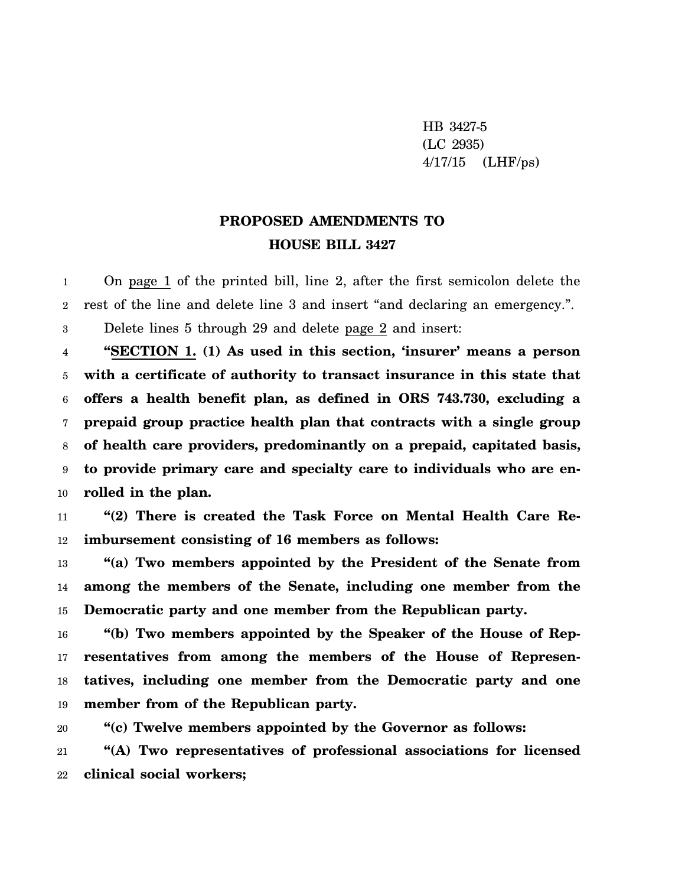HB 3427-5
(LC 2935)
4/17/15 (LHF/ps)

# PROPOSED AMENDMENTS TO HOUSE BILL 3427

On page 1 of the printed bill, line 2, after the first semicolon delete the rest of the line and delete line 3 and insert "and declaring an emergency.".

Delete lines 5 through 29 and delete page 2 and insert:

**"SECTION 1. (1) As used in this section, 'insurer' means a person with a certificate of authority to transact insurance in this state that offers a health benefit plan, as defined in ORS 743.730, excluding a prepaid group practice health plan that contracts with a single group of health care providers, predominantly on a prepaid, capitated basis, to provide primary care and specialty care to individuals who are enrolled in the plan.**

**"(2) There is created the Task Force on Mental Health Care Reimbursement consisting of 16 members as follows:**

**"(a) Two members appointed by the President of the Senate from among the members of the Senate, including one member from the Democratic party and one member from the Republican party.**

**"(b) Two members appointed by the Speaker of the House of Representatives from among the members of the House of Representatives, including one member from the Democratic party and one member from of the Republican party.**

**"(c) Twelve members appointed by the Governor as follows:**

**"(A) Two representatives of professional associations for licensed clinical social workers;**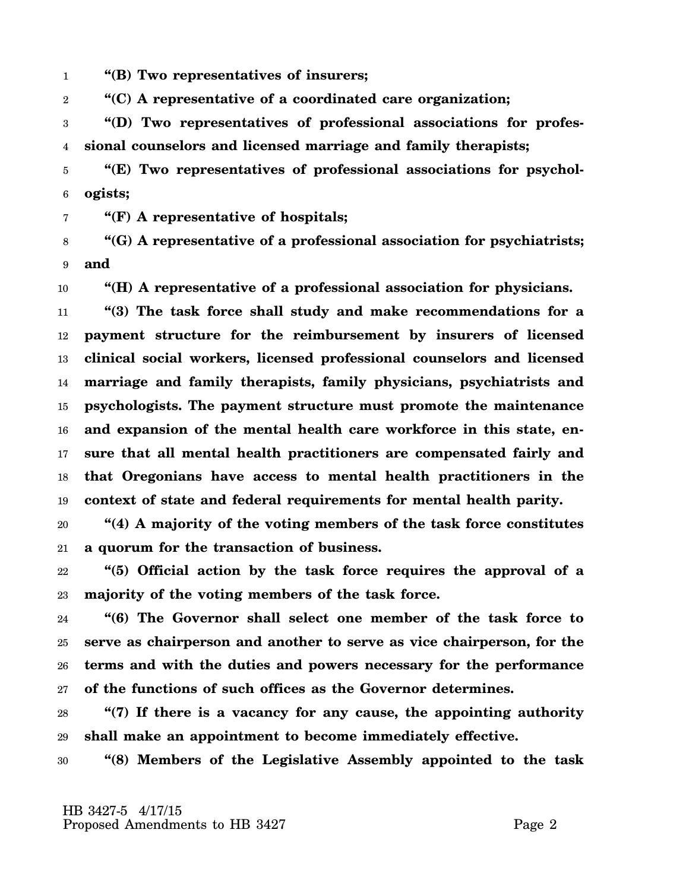**"(B) Two representatives of insurers;**

**"(C) A representative of a coordinated care organization;**

**"(D) Two representatives of professional associations for professional counselors and licensed marriage and family therapists;**

**"(E) Two representatives of professional associations for psychologists;**

**"(F) A representative of hospitals;**

**"(G) A representative of a professional association for psychiatrists; and**

**"(H) A representative of a professional association for physicians.**

**"(3) The task force shall study and make recommendations for a payment structure for the reimbursement by insurers of licensed clinical social workers, licensed professional counselors and licensed marriage and family therapists, family physicians, psychiatrists and psychologists. The payment structure must promote the maintenance and expansion of the mental health care workforce in this state, ensure that all mental health practitioners are compensated fairly and that Oregonians have access to mental health practitioners in the context of state and federal requirements for mental health parity.**

**"(4) A majority of the voting members of the task force constitutes a quorum for the transaction of business.**

**"(5) Official action by the task force requires the approval of a majority of the voting members of the task force.**

**"(6) The Governor shall select one member of the task force to serve as chairperson and another to serve as vice chairperson, for the terms and with the duties and powers necessary for the performance of the functions of such offices as the Governor determines.**

**"(7) If there is a vacancy for any cause, the appointing authority shall make an appointment to become immediately effective.**

**"(8) Members of the Legislative Assembly appointed to the task**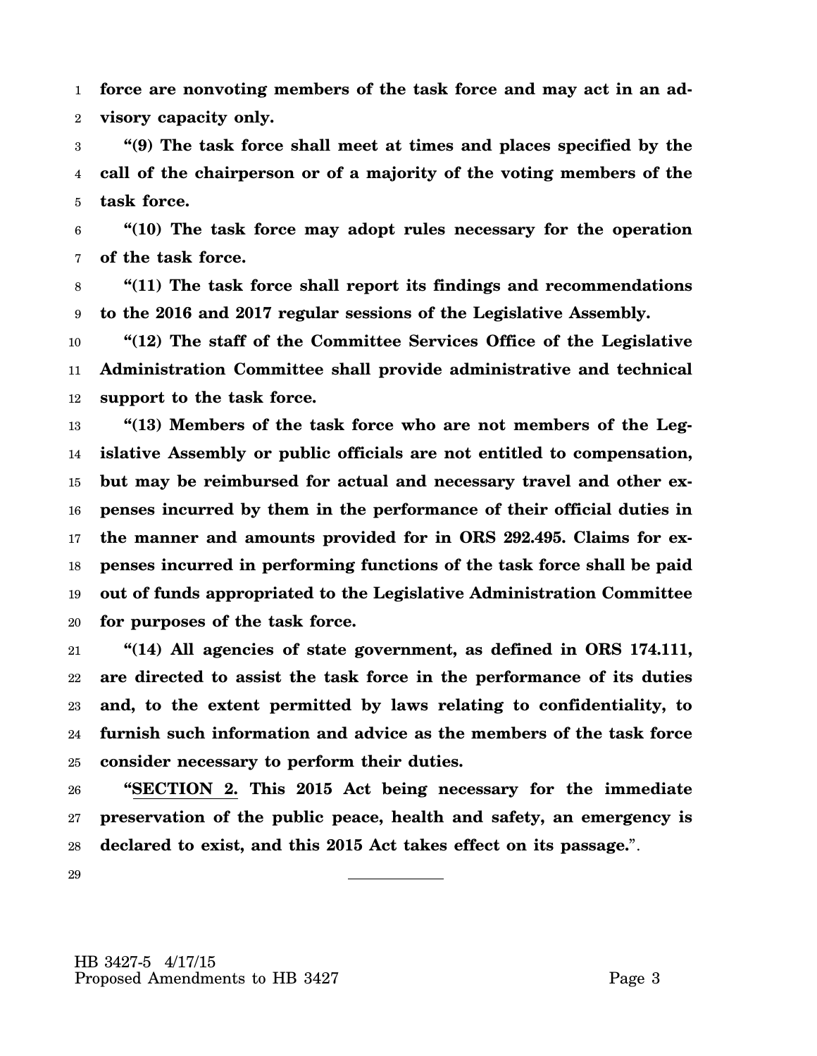**force are nonvoting members of the task force and may act in an advisory capacity only.**

**"(9) The task force shall meet at times and places specified by the call of the chairperson or of a majority of the voting members of the task force.**

**"(10) The task force may adopt rules necessary for the operation of the task force.**

**"(11) The task force shall report its findings and recommendations to the 2016 and 2017 regular sessions of the Legislative Assembly.**

**"(12) The staff of the Committee Services Office of the Legislative Administration Committee shall provide administrative and technical support to the task force.**

**"(13) Members of the task force who are not members of the Legislative Assembly or public officials are not entitled to compensation, but may be reimbursed for actual and necessary travel and other expenses incurred by them in the performance of their official duties in the manner and amounts provided for in ORS 292.495. Claims for expenses incurred in performing functions of the task force shall be paid out of funds appropriated to the Legislative Administration Committee for purposes of the task force.**

**"(14) All agencies of state government, as defined in ORS 174.111, are directed to assist the task force in the performance of its duties and, to the extent permitted by laws relating to confidentiality, to furnish such information and advice as the members of the task force consider necessary to perform their duties.**

"**SECTION 2. This 2015 Act being necessary for the immediate preservation of the public peace, health and safety, an emergency is declared to exist, and this 2015 Act takes effect on its passage.**".

HB 3427-5 4/17/15
Proposed Amendments to HB 3427